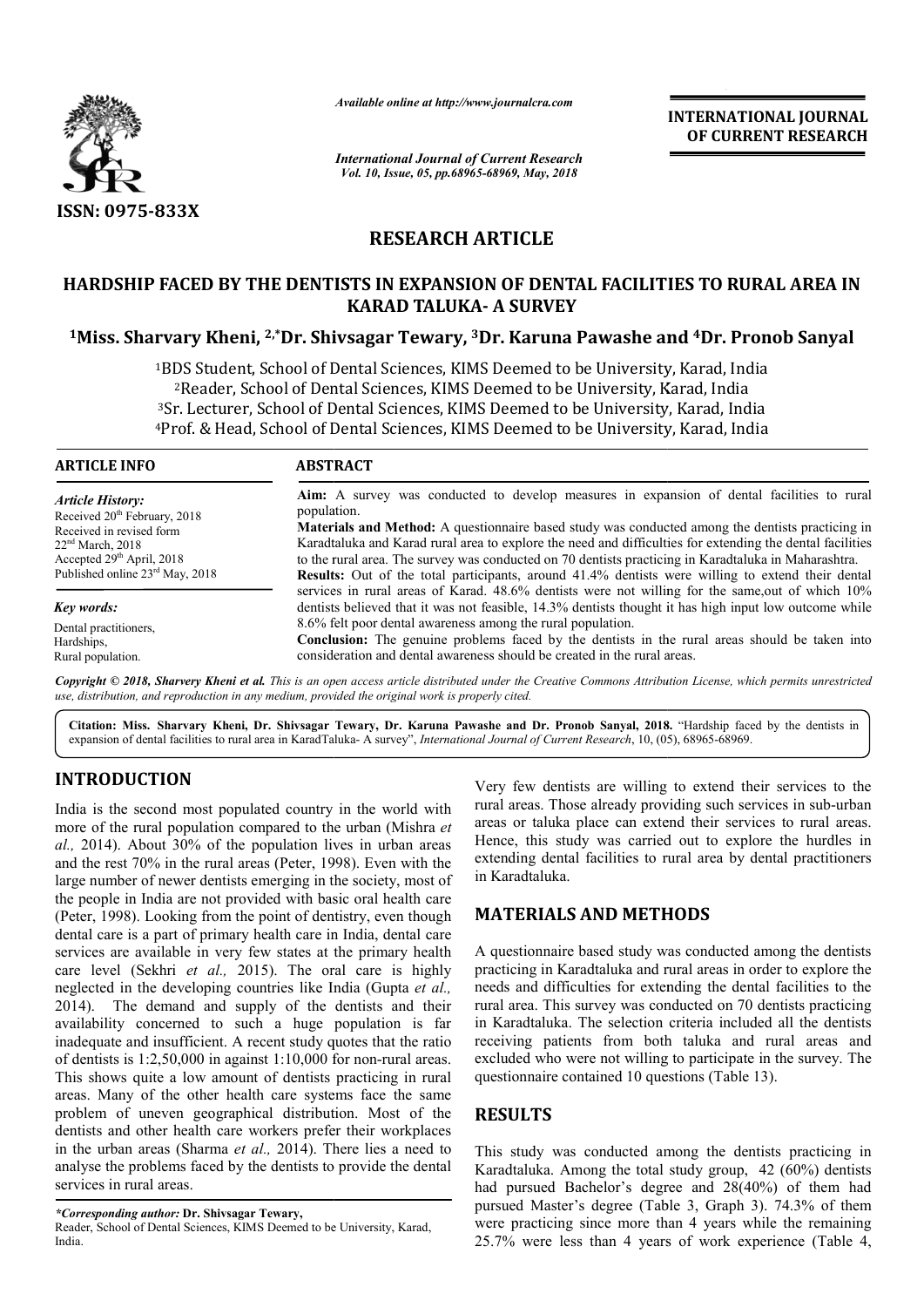**RESEARCH ARTICLE**

# HARDSHIP FACED BY THE DENTISTS IN EXPANSION OF DENTAL FACILITIES TO RURAL AREA IN KARAD TALUKA- A SURVEY

**[1]Miss. Sharvary Kheni, [2,*]Dr. Shivsagar Tewary, [3]Dr. Karuna Pawashe and [4]Dr. Pronob Sanyal**

[1]BDS Student, School of Dental Sciences, KIMS Deemed to be University, Karad, India
[2]Reader, School of Dental Sciences, KIMS Deemed to be University, Karad, India
[3]Sr. Lecturer, School of Dental Sciences, KIMS Deemed to be University, Karad, India
[4]Prof. & Head, School of Dental Sciences, KIMS Deemed to be University, Karad, India

**ARTICLE INFO**

*Article History:*
Received 20th February, 2018
Received in revised form 22nd March, 2018
Accepted 29th April, 2018
Published online 23rd May, 2018

*Key words:*
Dental practitioners,
Hardships,
Rural population.

**ABSTRACT**

**Aim:** A survey was conducted to develop measures in expansion of dental facilities to rural population.

**Materials and Method:** A questionnaire based study was conducted among the dentists practicing in Karadtaluka and Karad rural area to explore the need and difficulties for extending the dental facilities to the rural area. The survey was conducted on 70 dentists practicing in Karadtaluka in Maharashtra.

**Results:** Out of the total participants, around 41.4% dentists were willing to extend their dental services in rural areas of Karad. 48.6% dentists were not willing for the same,out of which 10% dentists believed that it was not feasible, 14.3% dentists thought it has high input low outcome while 8.6% felt poor dental awareness among the rural population.

**Conclusion:** The genuine problems faced by the dentists in the rural areas should be taken into consideration and dental awareness should be created in the rural areas.

*Copyright © 2018, Sharvery Kheni et al. This is an open access article distributed under the Creative Commons Attribution License, which permits unrestricted use, distribution, and reproduction in any medium, provided the original work is properly cited.*

**Citation: Miss. Sharvary Kheni, Dr. Shivsagar Tewary, Dr. Karuna Pawashe and Dr. Pronob Sanyal, 2018.** "Hardship faced by the dentists in expansion of dental facilities to rural area in KaradTaluka- A survey", *International Journal of Current Research*, 10, (05), 68965-68969.

## INTRODUCTION

India is the second most populated country in the world with more of the rural population compared to the urban (Mishra *et al.,* 2014). About 30% of the population lives in urban areas and the rest 70% in the rural areas (Peter, 1998). Even with the large number of newer dentists emerging in the society, most of the people in India are not provided with basic oral health care (Peter, 1998). Looking from the point of dentistry, even though dental care is a part of primary health care in India, dental care services are available in very few states at the primary health care level (Sekhri *et al.,* 2015). The oral care is highly neglected in the developing countries like India (Gupta *et al.,* 2014). The demand and supply of the dentists and their availability concerned to such a huge population is far inadequate and insufficient. A recent study quotes that the ratio of dentists is 1:2,50,000 in against 1:10,000 for non-rural areas. This shows quite a low amount of dentists practicing in rural areas. Many of the other health care systems face the same problem of uneven geographical distribution. Most of the dentists and other health care workers prefer their workplaces in the urban areas (Sharma *et al.,* 2014). There lies a need to analyse the problems faced by the dentists to provide the dental services in rural areas.

Very few dentists are willing to extend their services to the rural areas. Those already providing such services in sub-urban areas or taluka place can extend their services to rural areas. Hence, this study was carried out to explore the hurdles in extending dental facilities to rural area by dental practitioners in Karadtaluka.

## MATERIALS AND METHODS

A questionnaire based study was conducted among the dentists practicing in Karadtaluka and rural areas in order to explore the needs and difficulties for extending the dental facilities to the rural area. This survey was conducted on 70 dentists practicing in Karadtaluka. The selection criteria included all the dentists receiving patients from both taluka and rural areas and excluded who were not willing to participate in the survey. The questionnaire contained 10 questions (Table 13).

## RESULTS

This study was conducted among the dentists practicing in Karadtaluka. Among the total study group, 42 (60%) dentists had pursued Bachelor's degree and 28(40%) of them had pursued Master's degree (Table 3, Graph 3). 74.3% of them were practicing since more than 4 years while the remaining 25.7% were less than 4 years of work experience (Table 4,

*\*Corresponding author:* **Dr. Shivsagar Tewary,**
Reader, School of Dental Sciences, KIMS Deemed to be University, Karad, India.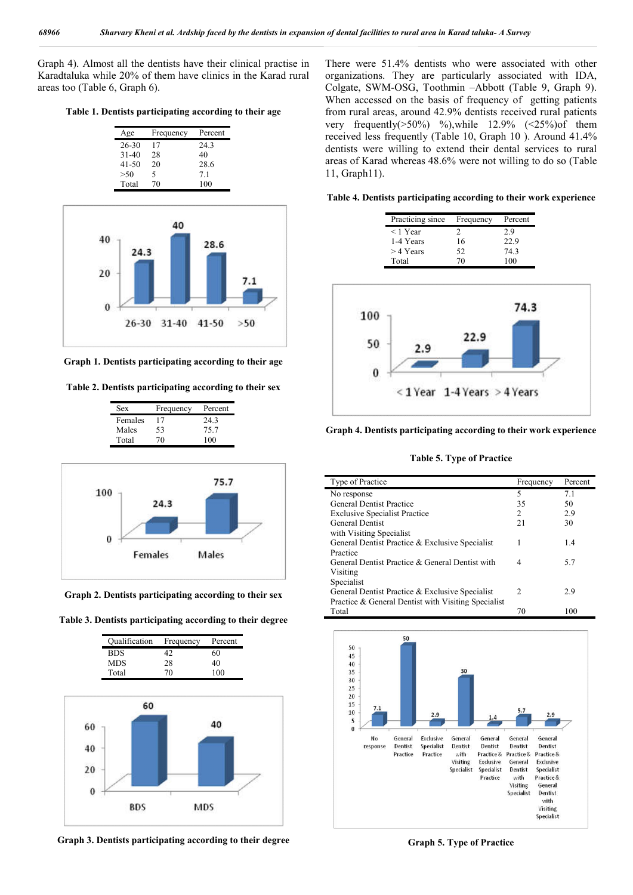Graph 4). Almost all the dentists have their clinical practise in Karadtaluka while 20% of them have clinics in the Karad rural areas too (Table 6, Graph 6).

**Table 1. Dentists participating according to their age**

| Age | Frequency | Percent |
|---|---|---|
| 26-30 | 17 | 24.3 |
| 31-40 | 28 | 40 |
| 41-50 | 20 | 28.6 |
| >50 | 5 | 7.1 |
| Total | 70 | 100 |

**Graph 1. Dentists participating according to their age**

**Table 2. Dentists participating according to their sex**

| Sex | Frequency | Percent |
|---|---|---|
| Females | 17 | 24.3 |
| Males | 53 | 75.7 |
| Total | 70 | 100 |

**Graph 2. Dentists participating according to their sex**

**Table 3. Dentists participating according to their degree**

| Qualification | Frequency | Percent |
|---|---|---|
| BDS | 42 | 60 |
| MDS | 28 | 40 |
| Total | 70 | 100 |

**Graph 3. Dentists participating according to their degree**

There were 51.4% dentists who were associated with other organizations. They are particularly associated with IDA, Colgate, SWM-OSG, Toothmin –Abbott (Table 9, Graph 9). When accessed on the basis of frequency of getting patients from rural areas, around 42.9% dentists received rural patients very frequently(>50%) %),while 12.9% (<25%)of them received less frequently (Table 10, Graph 10 ). Around 41.4% dentists were willing to extend their dental services to rural areas of Karad whereas 48.6% were not willing to do so (Table 11, Graph11).

**Table 4. Dentists participating according to their work experience**

| Practicing since | Frequency | Percent |
|---|---|---|
| < 1 Year | 2 | 2.9 |
| 1-4 Years | 16 | 22.9 |
| > 4 Years | 52 | 74.3 |
| Total | 70 | 100 |

**Graph 4. Dentists participating according to their work experience**

**Table 5. Type of Practice**

| Type of Practice | Frequency | Percent |
|---|---|---|
| No response | 5 | 7.1 |
| General Dentist Practice | 35 | 50 |
| Exclusive Specialist Practice | 2 | 2.9 |
| General Dentist with Visiting Specialist | 21 | 30 |
| General Dentist Practice & Exclusive Specialist Practice | 1 | 1.4 |
| General Dentist Practice & General Dentist with Visiting Specialist | 4 | 5.7 |
| General Dentist Practice & Exclusive Specialist Practice & General Dentist with Visiting Specialist | 2 | 2.9 |
| Total | 70 | 100 |

**Graph 5. Type of Practice**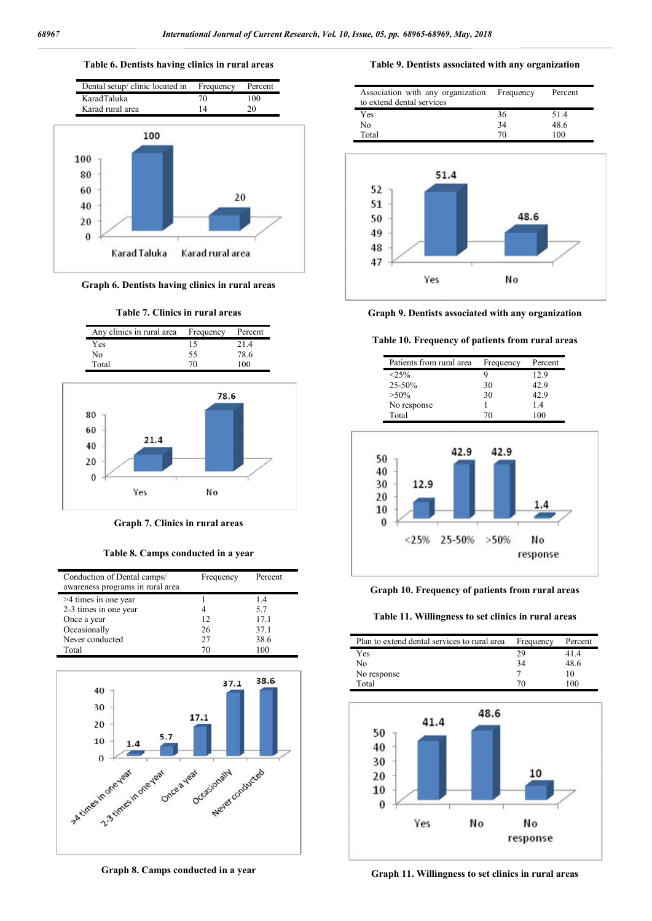**Table 6. Dentists having clinics in rural areas**

| Dental setup/ clinic located in | Frequency | Percent |
|---|---|---|
| KaradTaluka | 70 | 100 |
| Karad rural area | 14 | 20 |

**Graph 6. Dentists having clinics in rural areas**

**Table 7. Clinics in rural areas**

| Any clinics in rural area | Frequency | Percent |
|---|---|---|
| Yes | 15 | 21.4 |
| No | 55 | 78.6 |
| Total | 70 | 100 |

**Graph 7. Clinics in rural areas**

**Table 8. Camps conducted in a year**

| Conduction of Dental camps/ awareness programs in rural area | Frequency | Percent |
|---|---|---|
| >4 times in one year | 1 | 1.4 |
| 2-3 times in one year | 4 | 5.7 |
| Once a year | 12 | 17.1 |
| Occasionally | 26 | 37.1 |
| Never conducted | 27 | 38.6 |
| Total | 70 | 100 |

**Graph 8. Camps conducted in a year**

**Table 9. Dentists associated with any organization**

| Association with any organization to extend dental services | Frequency | Percent |
|---|---|---|
| Yes | 36 | 51.4 |
| No | 34 | 48.6 |
| Total | 70 | 100 |

**Graph 9. Dentists associated with any organization**

**Table 10. Frequency of patients from rural areas**

| Patients from rural area | Frequency | Percent |
|---|---|---|
| <25% | 9 | 12.9 |
| 25-50% | 30 | 42.9 |
| >50% | 30 | 42.9 |
| No response | 1 | 1.4 |
| Total | 70 | 100 |

**Graph 10. Frequency of patients from rural areas**

**Table 11. Willingness to set clinics in rural areas**

| Plan to extend dental services to rural area | Frequency | Percent |
|---|---|---|
| Yes | 29 | 41.4 |
| No | 34 | 48.6 |
| No response | 7 | 10 |
| Total | 70 | 100 |

**Graph 11. Willingness to set clinics in rural areas**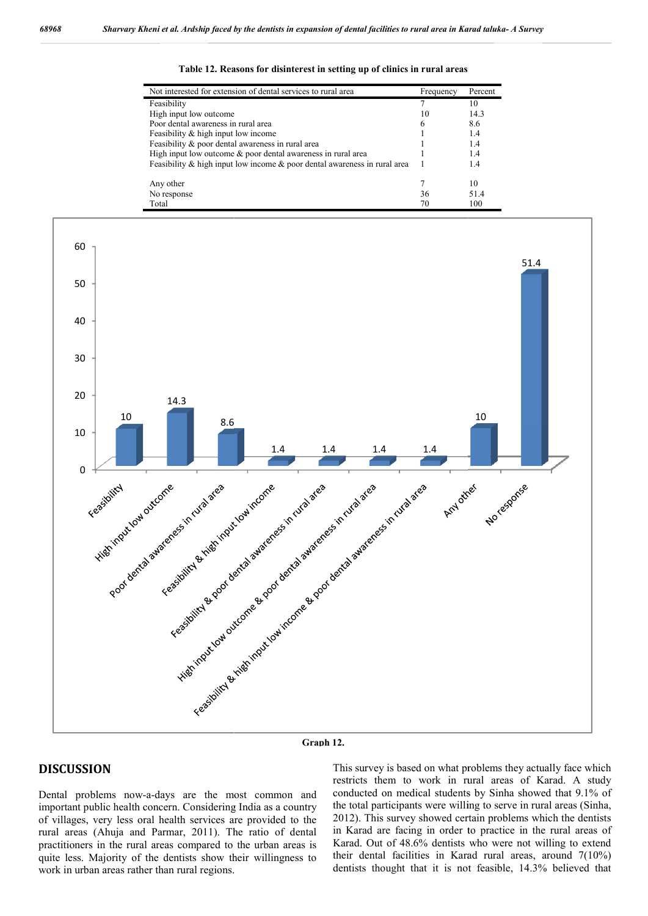**Table 12. Reasons for disinterest in setting up of clinics in rural areas**

| Not interested for extension of dental services to rural area | Frequency | Percent |
|---|---|---|
| Feasibility | 7 | 10 |
| High input low outcome | 10 | 14.3 |
| Poor dental awareness in rural area | 6 | 8.6 |
| Feasibility & high input low income | 1 | 1.4 |
| Feasibility & poor dental awareness in rural area | 1 | 1.4 |
| High input low outcome & poor dental awareness in rural area | 1 | 1.4 |
| Feasibility & high input low income & poor dental awareness in rural area | 1 | 1.4 |
| Any other | 7 | 10 |
| No response | 36 | 51.4 |
| Total | 70 | 100 |

Graph 12.

## DISCUSSION

Dental problems now-a-days are the most common and important public health concern. Considering India as a country of villages, very less oral health services are provided to the rural areas (Ahuja and Parmar, 2011). The ratio of dental practitioners in the rural areas compared to the urban areas is quite less. Majority of the dentists show their willingness to work in urban areas rather than rural regions.

This survey is based on what problems they actually face which restricts them to work in rural areas of Karad. A study conducted on medical students by Sinha showed that 9.1% of the total participants were willing to serve in rural areas (Sinha, 2012). This survey showed certain problems which the dentists in Karad are facing in order to practice in the rural areas of Karad. Out of 48.6% dentists who were not willing to extend their dental facilities in Karad rural areas, around 7(10%) dentists thought that it is not feasible, 14.3% believed that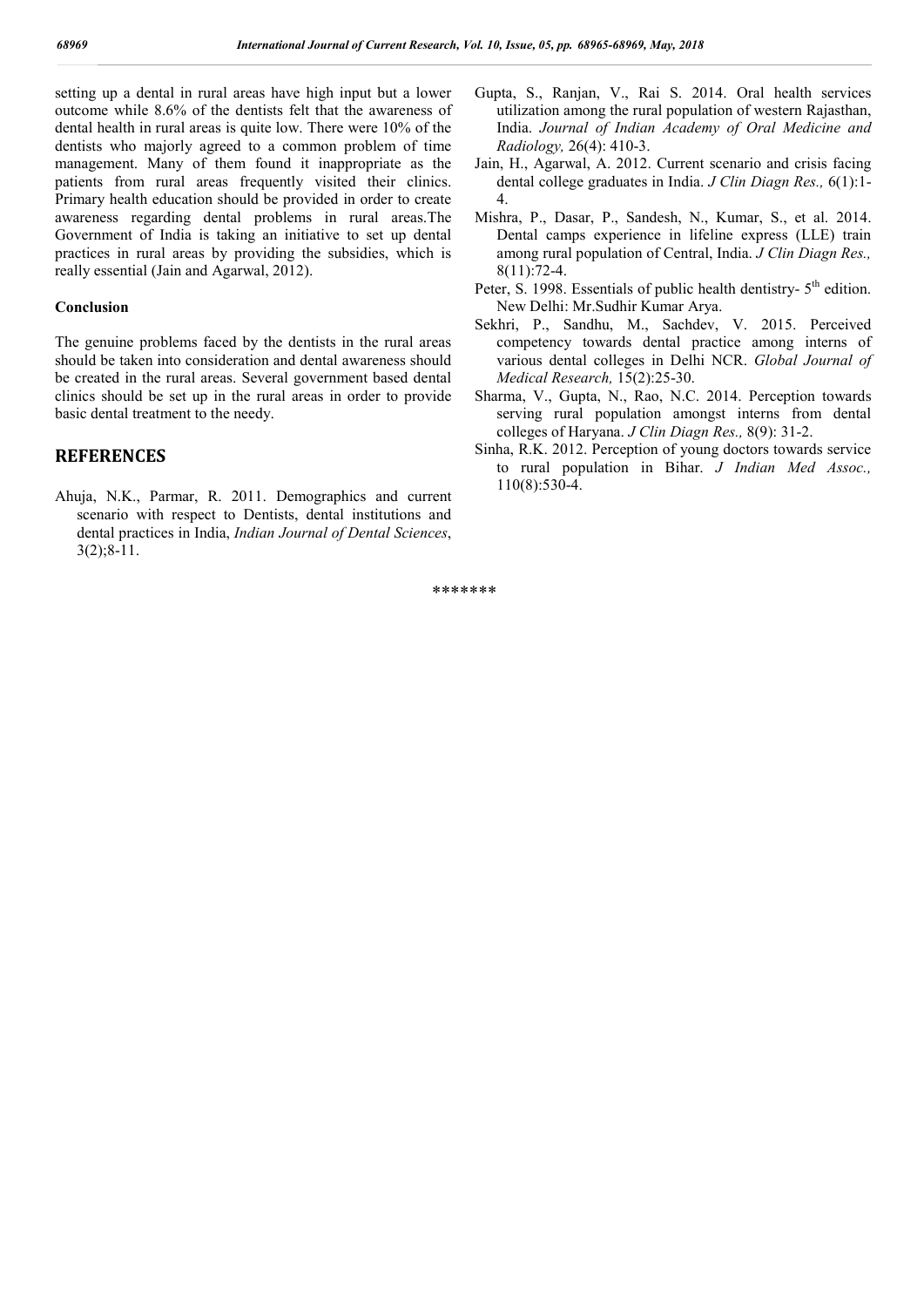setting up a dental in rural areas have high input but a lower outcome while 8.6% of the dentists felt that the awareness of dental health in rural areas is quite low. There were 10% of the dentists who majorly agreed to a common problem of time management. Many of them found it inappropriate as the patients from rural areas frequently visited their clinics. Primary health education should be provided in order to create awareness regarding dental problems in rural areas.The Government of India is taking an initiative to set up dental practices in rural areas by providing the subsidies, which is really essential (Jain and Agarwal, 2012).

**Conclusion**

The genuine problems faced by the dentists in the rural areas should be taken into consideration and dental awareness should be created in the rural areas. Several government based dental clinics should be set up in the rural areas in order to provide basic dental treatment to the needy.

## REFERENCES

Ahuja, N.K., Parmar, R. 2011. Demographics and current scenario with respect to Dentists, dental institutions and dental practices in India, *Indian Journal of Dental Sciences*, 3(2);8-11.

Gupta, S., Ranjan, V., Rai S. 2014. Oral health services utilization among the rural population of western Rajasthan, India. *Journal of Indian Academy of Oral Medicine and Radiology,* 26(4): 410-3.

Jain, H., Agarwal, A. 2012. Current scenario and crisis facing dental college graduates in India. *J Clin Diagn Res.,* 6(1):1-4.

Mishra, P., Dasar, P., Sandesh, N., Kumar, S., et al. 2014. Dental camps experience in lifeline express (LLE) train among rural population of Central, India. *J Clin Diagn Res.,* 8(11):72-4.

Peter, S. 1998. Essentials of public health dentistry- 5th edition. New Delhi: Mr.Sudhir Kumar Arya.

Sekhri, P., Sandhu, M., Sachdev, V. 2015. Perceived competency towards dental practice among interns of various dental colleges in Delhi NCR. *Global Journal of Medical Research,* 15(2):25-30.

Sharma, V., Gupta, N., Rao, N.C. 2014. Perception towards serving rural population amongst interns from dental colleges of Haryana. *J Clin Diagn Res.,* 8(9): 31-2.

Sinha, R.K. 2012. Perception of young doctors towards service to rural population in Bihar. *J Indian Med Assoc.,* 110(8):530-4.

*******